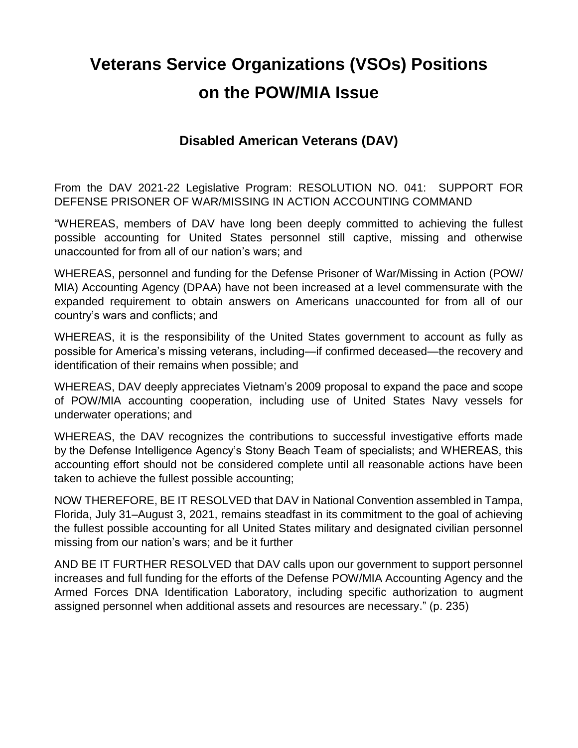# Veterans Service Organizations (VSOs) Positions on the POW/MIA Issue

## Disabled American Veterans (DAV)

From the DAV 2021-22 Legislative Program: RESOLUTION NO. 041: SUPPORT FOR DEFENSE PRISONER OF WAR/MISSING IN ACTION ACCOUNTING COMMAND

"WHEREAS, members of DAV have long been deeply committed to achieving the fullest possible accounting for United States personnel still captive, missing and otherwise unaccounted for from all of our nation's wars; and

WHEREAS, personnel and funding for the Defense Prisoner of War/Missing in Action (POW/MIA) Accounting Agency (DPAA) have not been increased at a level commensurate with the expanded requirement to obtain answers on Americans unaccounted for from all of our country's wars and conflicts; and

WHEREAS, it is the responsibility of the United States government to account as fully as possible for America's missing veterans, including—if confirmed deceased—the recovery and identification of their remains when possible; and

WHEREAS, DAV deeply appreciates Vietnam's 2009 proposal to expand the pace and scope of POW/MIA accounting cooperation, including use of United States Navy vessels for underwater operations; and

WHEREAS, the DAV recognizes the contributions to successful investigative efforts made by the Defense Intelligence Agency's Stony Beach Team of specialists; and WHEREAS, this accounting effort should not be considered complete until all reasonable actions have been taken to achieve the fullest possible accounting;

NOW THEREFORE, BE IT RESOLVED that DAV in National Convention assembled in Tampa, Florida, July 31–August 3, 2021, remains steadfast in its commitment to the goal of achieving the fullest possible accounting for all United States military and designated civilian personnel missing from our nation's wars; and be it further

AND BE IT FURTHER RESOLVED that DAV calls upon our government to support personnel increases and full funding for the efforts of the Defense POW/MIA Accounting Agency and the Armed Forces DNA Identification Laboratory, including specific authorization to augment assigned personnel when additional assets and resources are necessary." (p. 235)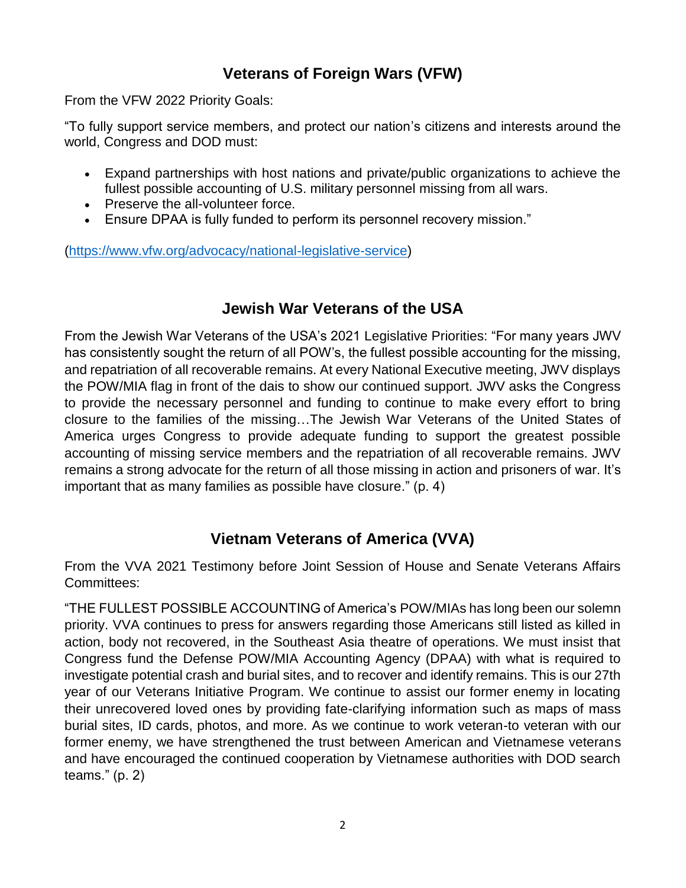## Veterans of Foreign Wars (VFW)

From the VFW 2022 Priority Goals:

"To fully support service members, and protect our nation's citizens and interests around the world, Congress and DOD must:

- Expand partnerships with host nations and private/public organizations to achieve the fullest possible accounting of U.S. military personnel missing from all wars.
- Preserve the all-volunteer force.
- Ensure DPAA is fully funded to perform its personnel recovery mission."

([https://www.vfw.org/advocacy/national-legislative-service](https://www.vfw.org/advocacy/national-legislative-service))

## Jewish War Veterans of the USA

From the Jewish War Veterans of the USA's 2021 Legislative Priorities: "For many years JWV has consistently sought the return of all POW's, the fullest possible accounting for the missing, and repatriation of all recoverable remains. At every National Executive meeting, JWV displays the POW/MIA flag in front of the dais to show our continued support. JWV asks the Congress to provide the necessary personnel and funding to continue to make every effort to bring closure to the families of the missing…The Jewish War Veterans of the United States of America urges Congress to provide adequate funding to support the greatest possible accounting of missing service members and the repatriation of all recoverable remains. JWV remains a strong advocate for the return of all those missing in action and prisoners of war. It's important that as many families as possible have closure." (p. 4)

## Vietnam Veterans of America (VVA)

From the VVA 2021 Testimony before Joint Session of House and Senate Veterans Affairs Committees:

"THE FULLEST POSSIBLE ACCOUNTING of America's POW/MIAs has long been our solemn priority. VVA continues to press for answers regarding those Americans still listed as killed in action, body not recovered, in the Southeast Asia theatre of operations. We must insist that Congress fund the Defense POW/MIA Accounting Agency (DPAA) with what is required to investigate potential crash and burial sites, and to recover and identify remains. This is our 27th year of our Veterans Initiative Program. We continue to assist our former enemy in locating their unrecovered loved ones by providing fate-clarifying information such as maps of mass burial sites, ID cards, photos, and more. As we continue to work veteran-to veteran with our former enemy, we have strengthened the trust between American and Vietnamese veterans and have encouraged the continued cooperation by Vietnamese authorities with DOD search teams." (p. 2)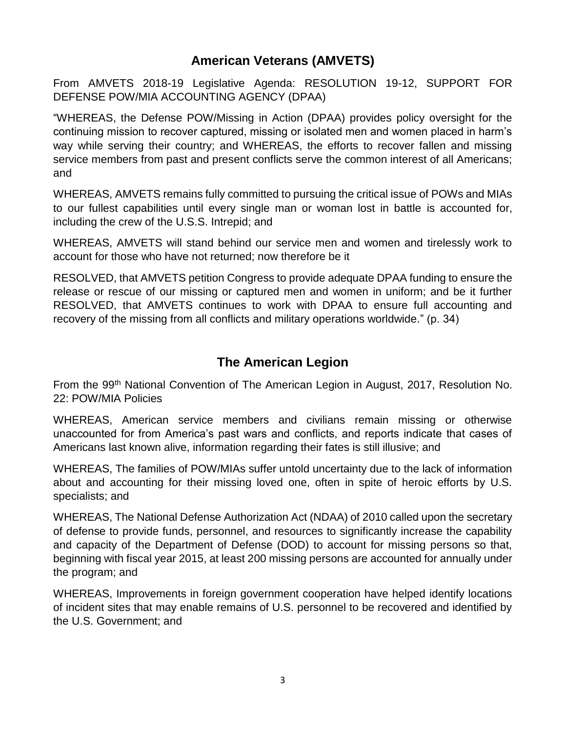## American Veterans (AMVETS)

From AMVETS 2018-19 Legislative Agenda: RESOLUTION 19-12, SUPPORT FOR DEFENSE POW/MIA ACCOUNTING AGENCY (DPAA)

"WHEREAS, the Defense POW/Missing in Action (DPAA) provides policy oversight for the continuing mission to recover captured, missing or isolated men and women placed in harm's way while serving their country; and WHEREAS, the efforts to recover fallen and missing service members from past and present conflicts serve the common interest of all Americans; and

WHEREAS, AMVETS remains fully committed to pursuing the critical issue of POWs and MIAs to our fullest capabilities until every single man or woman lost in battle is accounted for, including the crew of the U.S.S. Intrepid; and

WHEREAS, AMVETS will stand behind our service men and women and tirelessly work to account for those who have not returned; now therefore be it

RESOLVED, that AMVETS petition Congress to provide adequate DPAA funding to ensure the release or rescue of our missing or captured men and women in uniform; and be it further RESOLVED, that AMVETS continues to work with DPAA to ensure full accounting and recovery of the missing from all conflicts and military operations worldwide." (p. 34)

## The American Legion

From the 99th National Convention of The American Legion in August, 2017, Resolution No. 22: POW/MIA Policies

WHEREAS, American service members and civilians remain missing or otherwise unaccounted for from America's past wars and conflicts, and reports indicate that cases of Americans last known alive, information regarding their fates is still illusive; and

WHEREAS, The families of POW/MIAs suffer untold uncertainty due to the lack of information about and accounting for their missing loved one, often in spite of heroic efforts by U.S. specialists; and

WHEREAS, The National Defense Authorization Act (NDAA) of 2010 called upon the secretary of defense to provide funds, personnel, and resources to significantly increase the capability and capacity of the Department of Defense (DOD) to account for missing persons so that, beginning with fiscal year 2015, at least 200 missing persons are accounted for annually under the program; and

WHEREAS, Improvements in foreign government cooperation have helped identify locations of incident sites that may enable remains of U.S. personnel to be recovered and identified by the U.S. Government; and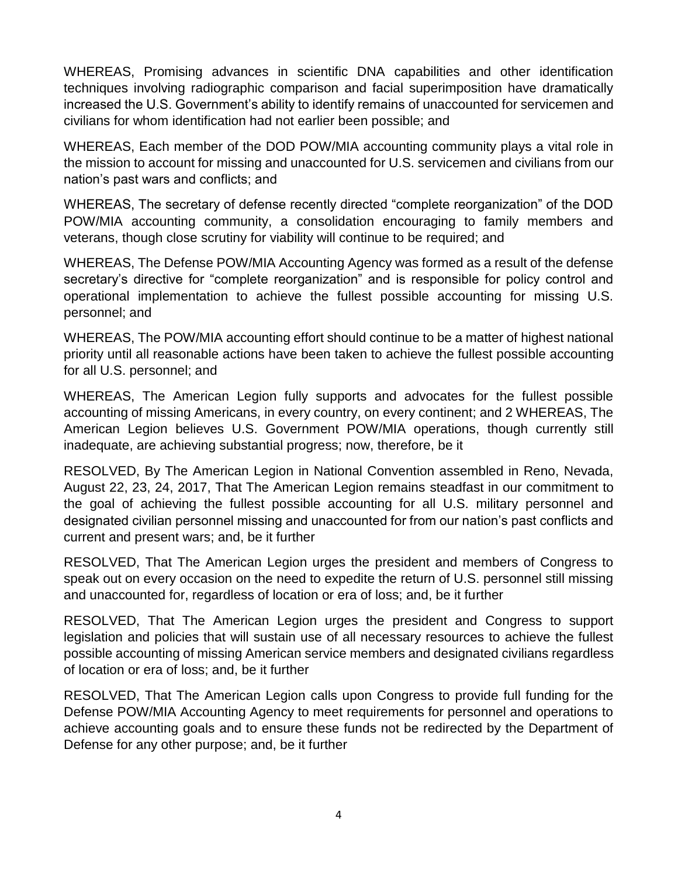WHEREAS, Promising advances in scientific DNA capabilities and other identification techniques involving radiographic comparison and facial superimposition have dramatically increased the U.S. Government's ability to identify remains of unaccounted for servicemen and civilians for whom identification had not earlier been possible; and

WHEREAS, Each member of the DOD POW/MIA accounting community plays a vital role in the mission to account for missing and unaccounted for U.S. servicemen and civilians from our nation's past wars and conflicts; and

WHEREAS, The secretary of defense recently directed "complete reorganization" of the DOD POW/MIA accounting community, a consolidation encouraging to family members and veterans, though close scrutiny for viability will continue to be required; and

WHEREAS, The Defense POW/MIA Accounting Agency was formed as a result of the defense secretary's directive for "complete reorganization" and is responsible for policy control and operational implementation to achieve the fullest possible accounting for missing U.S. personnel; and

WHEREAS, The POW/MIA accounting effort should continue to be a matter of highest national priority until all reasonable actions have been taken to achieve the fullest possible accounting for all U.S. personnel; and

WHEREAS, The American Legion fully supports and advocates for the fullest possible accounting of missing Americans, in every country, on every continent; and 2 WHEREAS, The American Legion believes U.S. Government POW/MIA operations, though currently still inadequate, are achieving substantial progress; now, therefore, be it

RESOLVED, By The American Legion in National Convention assembled in Reno, Nevada, August 22, 23, 24, 2017, That The American Legion remains steadfast in our commitment to the goal of achieving the fullest possible accounting for all U.S. military personnel and designated civilian personnel missing and unaccounted for from our nation's past conflicts and current and present wars; and, be it further

RESOLVED, That The American Legion urges the president and members of Congress to speak out on every occasion on the need to expedite the return of U.S. personnel still missing and unaccounted for, regardless of location or era of loss; and, be it further

RESOLVED, That The American Legion urges the president and Congress to support legislation and policies that will sustain use of all necessary resources to achieve the fullest possible accounting of missing American service members and designated civilians regardless of location or era of loss; and, be it further

RESOLVED, That The American Legion calls upon Congress to provide full funding for the Defense POW/MIA Accounting Agency to meet requirements for personnel and operations to achieve accounting goals and to ensure these funds not be redirected by the Department of Defense for any other purpose; and, be it further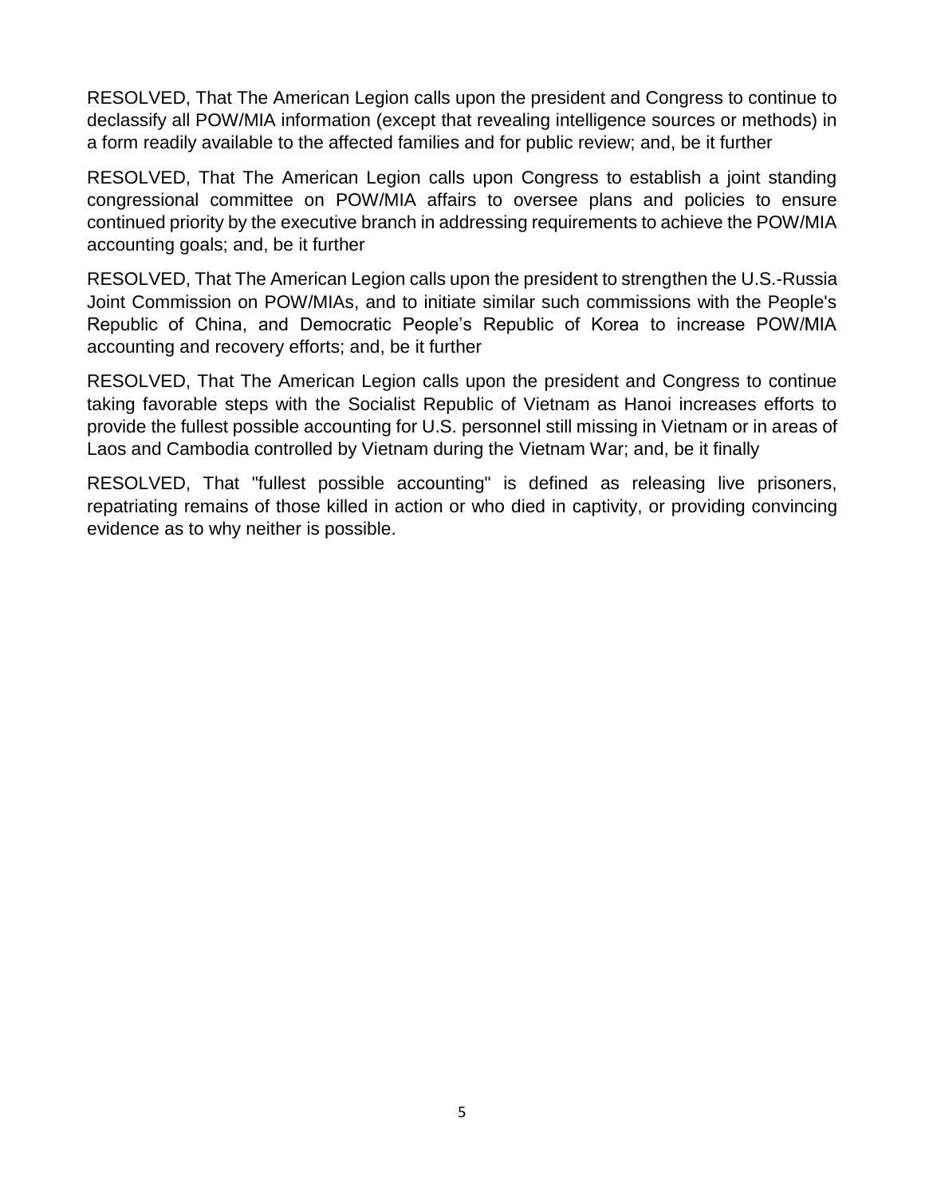RESOLVED, That The American Legion calls upon the president and Congress to continue to declassify all POW/MIA information (except that revealing intelligence sources or methods) in a form readily available to the affected families and for public review; and, be it further

RESOLVED, That The American Legion calls upon Congress to establish a joint standing congressional committee on POW/MIA affairs to oversee plans and policies to ensure continued priority by the executive branch in addressing requirements to achieve the POW/MIA accounting goals; and, be it further

RESOLVED, That The American Legion calls upon the president to strengthen the U.S.-Russia Joint Commission on POW/MIAs, and to initiate similar such commissions with the People's Republic of China, and Democratic People's Republic of Korea to increase POW/MIA accounting and recovery efforts; and, be it further

RESOLVED, That The American Legion calls upon the president and Congress to continue taking favorable steps with the Socialist Republic of Vietnam as Hanoi increases efforts to provide the fullest possible accounting for U.S. personnel still missing in Vietnam or in areas of Laos and Cambodia controlled by Vietnam during the Vietnam War; and, be it finally

RESOLVED, That "fullest possible accounting" is defined as releasing live prisoners, repatriating remains of those killed in action or who died in captivity, or providing convincing evidence as to why neither is possible.